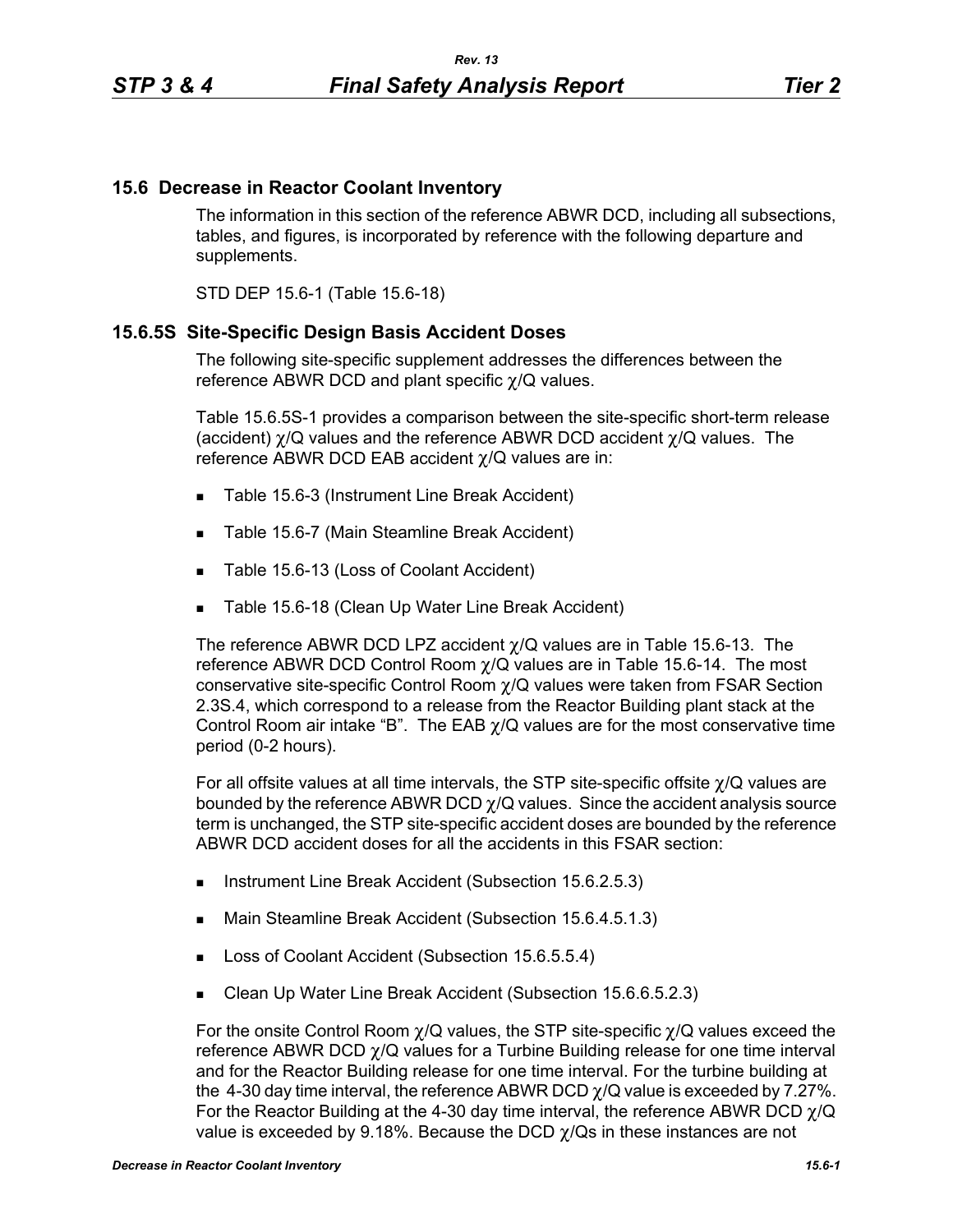## 15.6 Decrease in Reactor Coolant Inventory

The information in this section of the reference ABWR DCD, including all subsections, tables, and figures, is incorporated by reference with the following departure and supplements.

STD DEP 15.6-1 (Table 15.6-18)

### 15.6.5S Site-Specific Design Basis Accident Doses

The following site-specific supplement addresses the differences between the reference ABWR DCD and plant specific $\chi$/Q values.

Table 15.6.5S-1 provides a comparison between the site-specific short-term release (accident) $\chi$/Q values and the reference ABWR DCD accident $\chi$/Q values. The reference ABWR DCD EAB accident $\chi$/Q values are in:

- Table 15.6-3 (Instrument Line Break Accident)
- Table 15.6-7 (Main Steamline Break Accident)
- Table 15.6-13 (Loss of Coolant Accident)
- Table 15.6-18 (Clean Up Water Line Break Accident)

The reference ABWR DCD LPZ accident $\chi$/Q values are in Table 15.6-13. The reference ABWR DCD Control Room $\chi$/Q values are in Table 15.6-14. The most conservative site-specific Control Room $\chi$/Q values were taken from FSAR Section 2.3S.4, which correspond to a release from the Reactor Building plant stack at the Control Room air intake "B". The EAB $\chi$/Q values are for the most conservative time period (0-2 hours).

For all offsite values at all time intervals, the STP site-specific offsite $\chi$/Q values are bounded by the reference ABWR DCD $\chi$/Q values. Since the accident analysis source term is unchanged, the STP site-specific accident doses are bounded by the reference ABWR DCD accident doses for all the accidents in this FSAR section:

- Instrument Line Break Accident (Subsection 15.6.2.5.3)
- Main Steamline Break Accident (Subsection 15.6.4.5.1.3)
- Loss of Coolant Accident (Subsection 15.6.5.5.4)
- Clean Up Water Line Break Accident (Subsection 15.6.6.5.2.3)

For the onsite Control Room $\chi$/Q values, the STP site-specific $\chi$/Q values exceed the reference ABWR DCD $\chi$/Q values for a Turbine Building release for one time interval and for the Reactor Building release for one time interval. For the turbine building at the 4-30 day time interval, the reference ABWR DCD $\chi$/Q value is exceeded by 7.27%. For the Reactor Building at the 4-30 day time interval, the reference ABWR DCD $\chi$/Q value is exceeded by 9.18%. Because the DCD $\chi$/Qs in these instances are not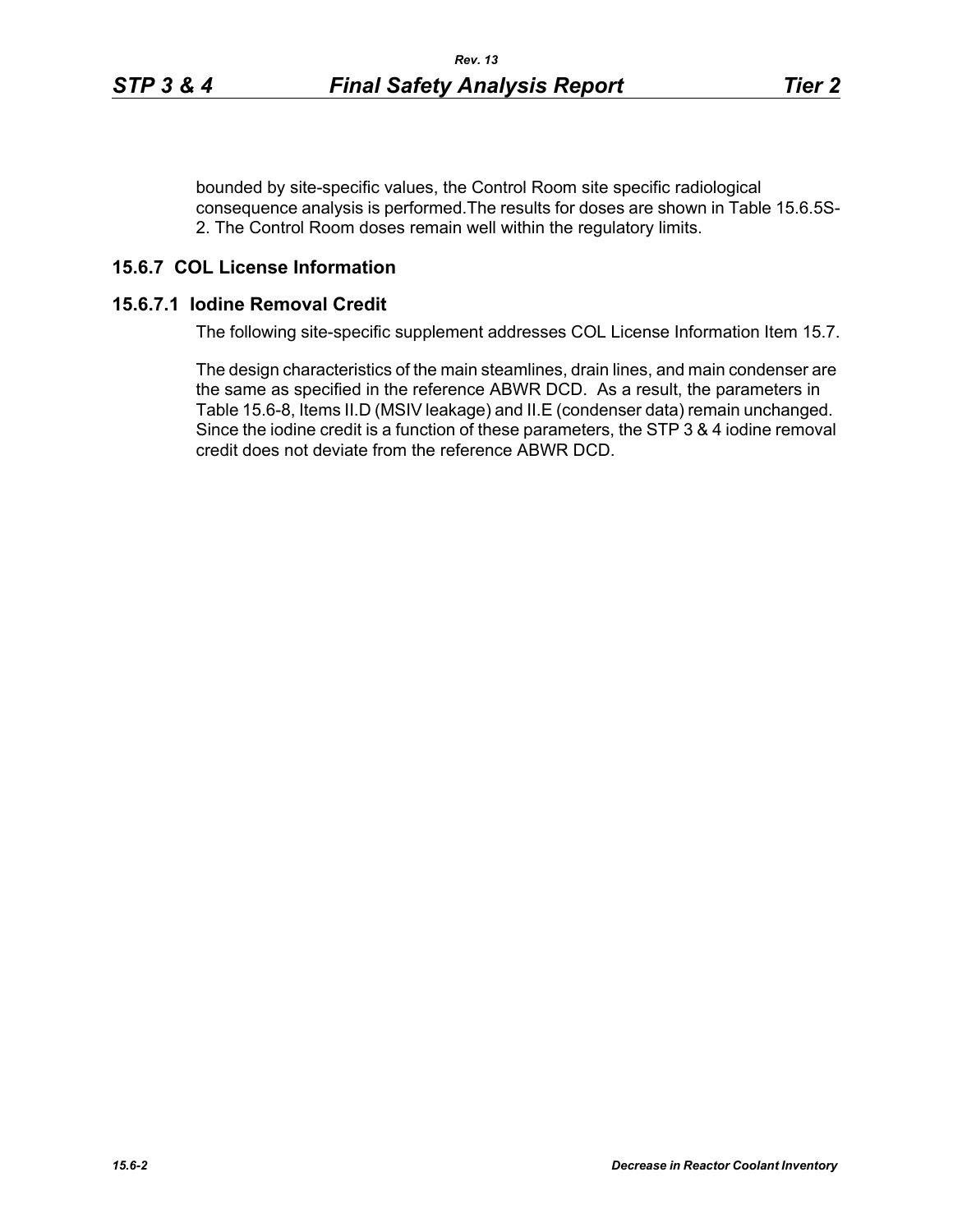bounded by site-specific values, the Control Room site specific radiological consequence analysis is performed.The results for doses are shown in Table 15.6.5S-2. The Control Room doses remain well within the regulatory limits.

## 15.6.7 COL License Information

### 15.6.7.1 Iodine Removal Credit

The following site-specific supplement addresses COL License Information Item 15.7.

The design characteristics of the main steamlines, drain lines, and main condenser are the same as specified in the reference ABWR DCD. As a result, the parameters in Table 15.6-8, Items II.D (MSIV leakage) and II.E (condenser data) remain unchanged. Since the iodine credit is a function of these parameters, the STP 3 & 4 iodine removal credit does not deviate from the reference ABWR DCD.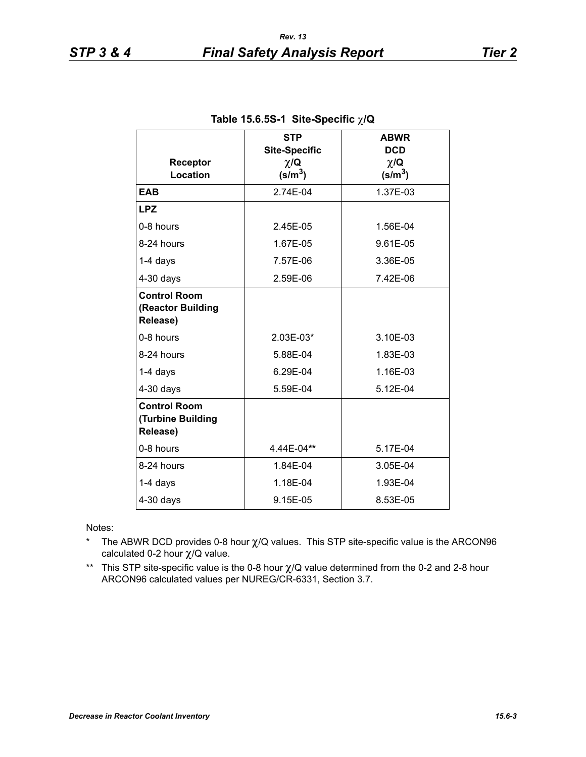**Table 15.6.5S-1 Site-Specific $\chi$/Q**

| Receptor Location | STP Site-Specific $\chi$/Q (s/m$^3$) | ABWR DCD $\chi$/Q (s/m$^3$) |
|---|---|---|
| **EAB** | 2.74E-04 | 1.37E-03 |
| **LPZ** | | |
| 0-8 hours | 2.45E-05 | 1.56E-04 |
| 8-24 hours | 1.67E-05 | 9.61E-05 |
| 1-4 days | 7.57E-06 | 3.36E-05 |
| 4-30 days | 2.59E-06 | 7.42E-06 |
| **Control Room (Reactor Building Release)** | | |
| 0-8 hours | 2.03E-03* | 3.10E-03 |
| 8-24 hours | 5.88E-04 | 1.83E-03 |
| 1-4 days | 6.29E-04 | 1.16E-03 |
| 4-30 days | 5.59E-04 | 5.12E-04 |
| **Control Room (Turbine Building Release)** | | |
| 0-8 hours | 4.44E-04** | 5.17E-04 |
| 8-24 hours | 1.84E-04 | 3.05E-04 |
| 1-4 days | 1.18E-04 | 1.93E-04 |
| 4-30 days | 9.15E-05 | 8.53E-05 |

Notes:

\* The ABWR DCD provides 0-8 hour $\chi$/Q values. This STP site-specific value is the ARCON96 calculated 0-2 hour $\chi$/Q value.

\*\* This STP site-specific value is the 0-8 hour $\chi$/Q value determined from the 0-2 and 2-8 hour ARCON96 calculated values per NUREG/CR-6331, Section 3.7.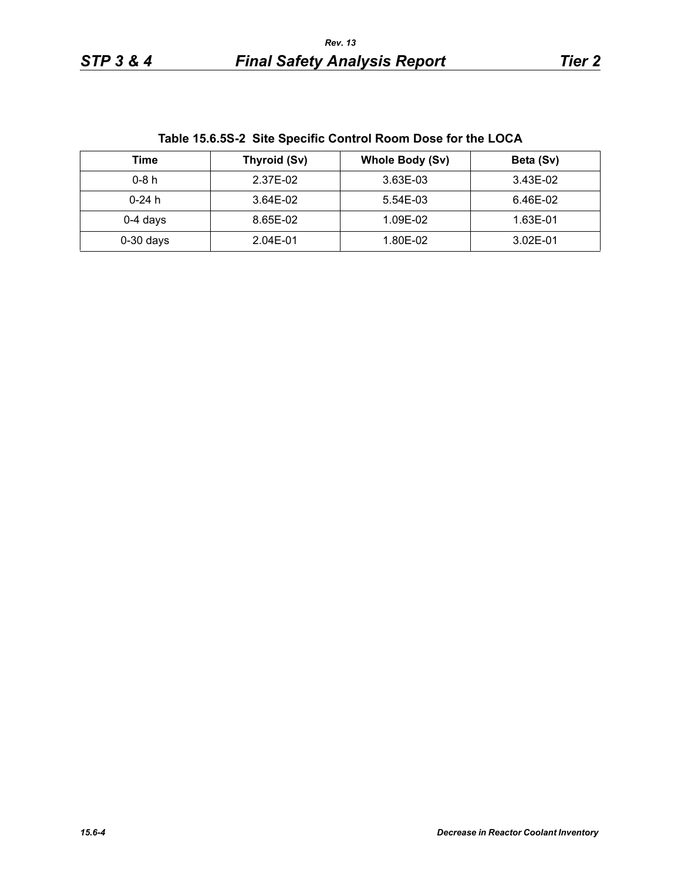**Table 15.6.5S-2 Site Specific Control Room Dose for the LOCA**

| Time | Thyroid (Sv) | Whole Body (Sv) | Beta (Sv) |
|---|---|---|---|
| 0-8 h | 2.37E-02 | 3.63E-03 | 3.43E-02 |
| 0-24 h | 3.64E-02 | 5.54E-03 | 6.46E-02 |
| 0-4 days | 8.65E-02 | 1.09E-02 | 1.63E-01 |
| 0-30 days | 2.04E-01 | 1.80E-02 | 3.02E-01 |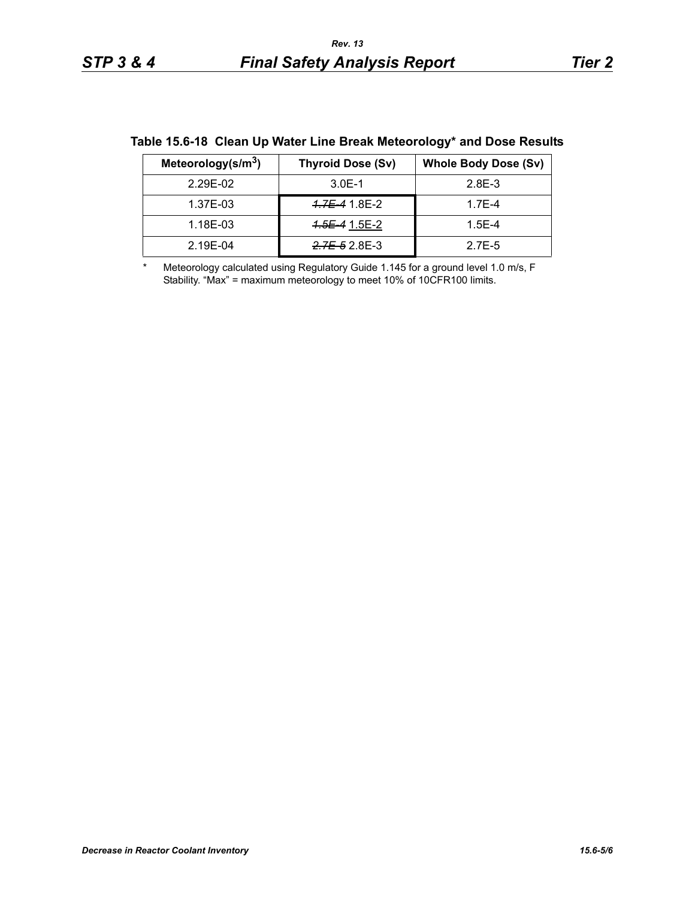**Table 15.6-18 Clean Up Water Line Break Meteorology* and Dose Results**

| Meteorology(s/m$^3$) | Thyroid Dose (Sv) | Whole Body Dose (Sv) |
|---|---|---|
| 2.29E-02 | 3.0E-1 | 2.8E-3 |
| 1.37E-03 | ~~1.7E-4~~ 1.8E-2 | 1.7E-4 |
| 1.18E-03 | ~~1.5E-4~~ 1.5E-2 | 1.5E-4 |
| 2.19E-04 | ~~2.7E-5~~ 2.8E-3 | 2.7E-5 |

\* Meteorology calculated using Regulatory Guide 1.145 for a ground level 1.0 m/s, F Stability. “Max” = maximum meteorology to meet 10% of 10CFR100 limits.